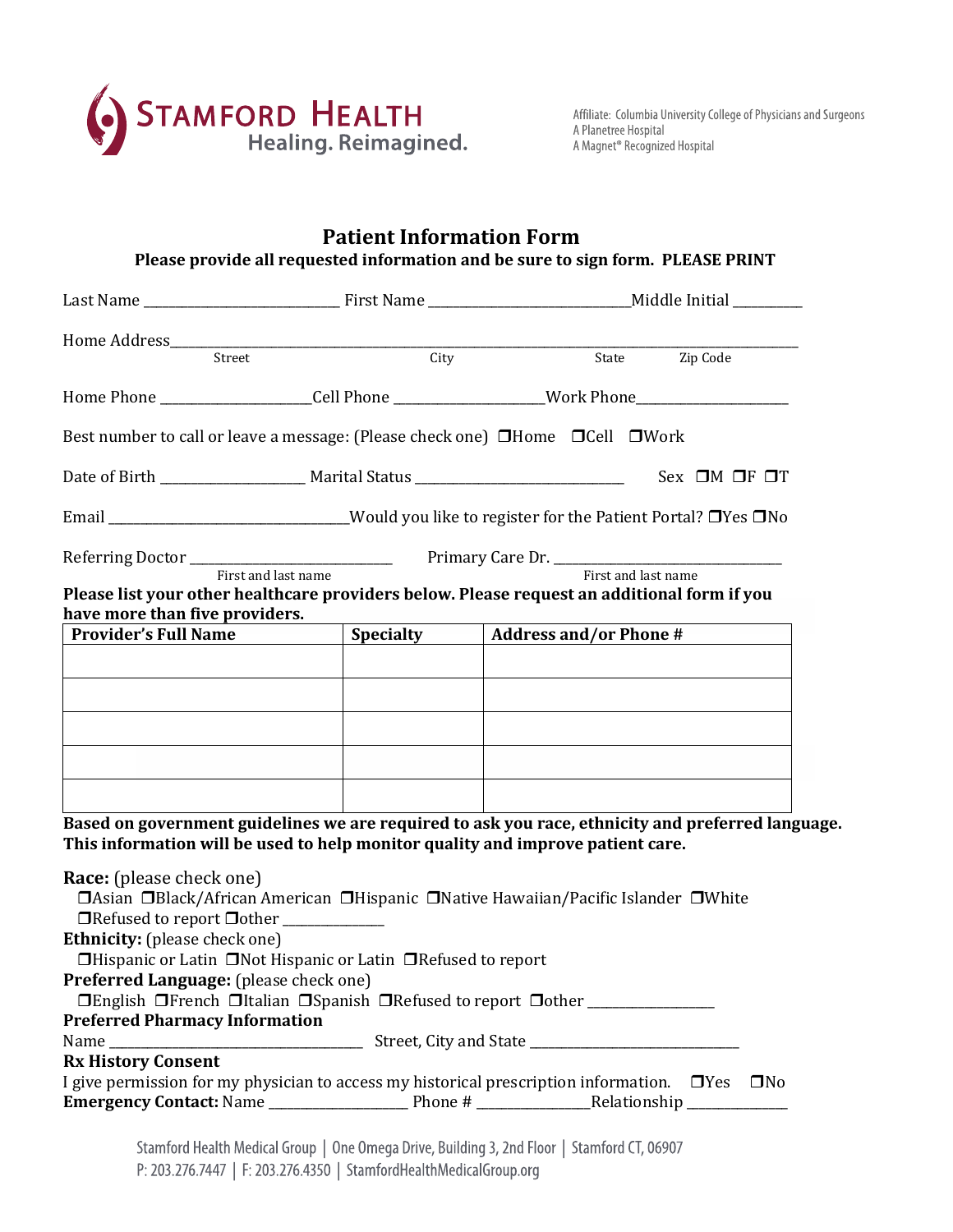STAMFORD HEALTH
Healing. Reimagined.

Affiliate: Columbia University College of Physicians and Surgeons
A Planetree Hospital
A Magnet® Recognized Hospital

# Patient Information Form

**Please provide all requested information and be sure to sign form. PLEASE PRINT**

Last Name ____________________________ First Name ____________________________Middle Initial __________

Home Address______________________________________________________________________________________
Street City State Zip Code

Home Phone _____________________Cell Phone _____________________Work Phone_____________________

Best number to call or leave a message: (Please check one) ❒Home ❒Cell ❒Work

Date of Birth ____________________ Marital Status ______________________________ Sex ❒M ❒F ❒T

Email __________________________________Would you like to register for the Patient Portal? ❒Yes ❒No

Referring Doctor ____________________________ Primary Care Dr. ________________________________
First and last name First and last name

**Please list your other healthcare providers below. Please request an additional form if you have more than five providers.**

| Provider's Full Name | Specialty | Address and/or Phone # |
|---|---|---|
| | | |
| | | |
| | | |
| | | |
| | | |

**Based on government guidelines we are required to ask you race, ethnicity and preferred language. This information will be used to help monitor quality and improve patient care.**

**Race:** (please check one)
❒Asian ❒Black/African American ❒Hispanic ❒Native Hawaiian/Pacific Islander ❒White
❒Refused to report ❒other ______________

**Ethnicity:** (please check one)
❒Hispanic or Latin ❒Not Hispanic or Latin ❒Refused to report

**Preferred Language:** (please check one)
❒English ❒French ❒Italian ❒Spanish ❒Refused to report ❒other __________________

**Preferred Pharmacy Information**

Name ____________________________________ Street, City and State ______________________________

**Rx History Consent**

I give permission for my physician to access my historical prescription information. ❒Yes ❒No

**Emergency Contact:** Name ____________________ Phone # ________________Relationship _______________

Stamford Health Medical Group | One Omega Drive, Building 3, 2nd Floor | Stamford CT, 06907
P: 203.276.7447 | F: 203.276.4350 | StamfordHealthMedicalGroup.org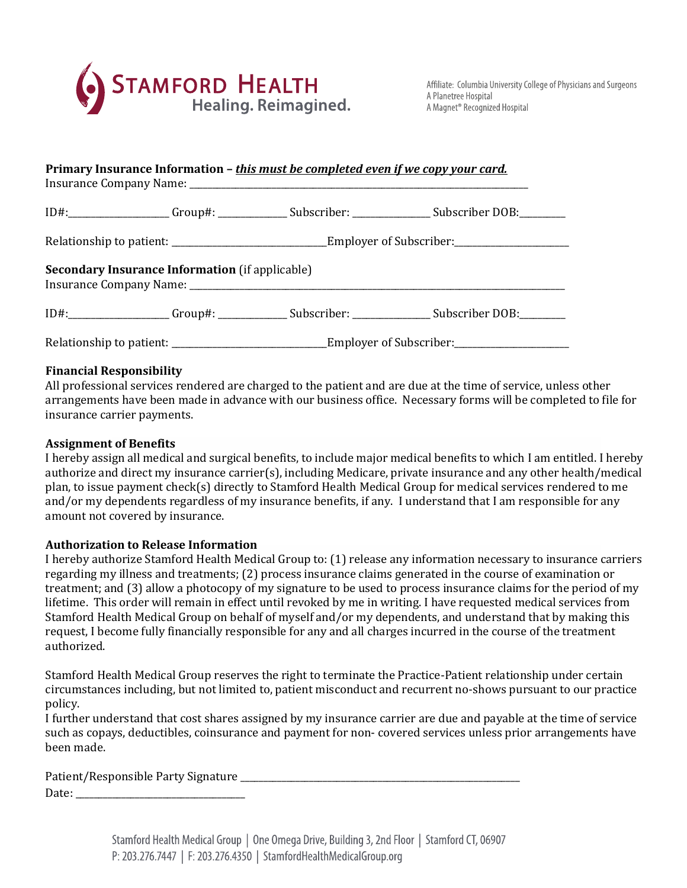STAMFORD HEALTH
Healing. Reimagined.

Affiliate: Columbia University College of Physicians and Surgeons
A Planetree Hospital
A Magnet® Recognized Hospital

**Primary Insurance Information – *this must be completed even if we copy your card.***
Insurance Company Name: ___________________________________________

ID#:____________ Group#: ________ Subscriber: _________ Subscriber DOB:______

Relationship to patient: ________________Employer of Subscriber:_____________

**Secondary Insurance Information** (if applicable)
Insurance Company Name: ___________________________________________

ID#:____________ Group#: ________ Subscriber: _________ Subscriber DOB:______

Relationship to patient: ________________Employer of Subscriber:_____________

**Financial Responsibility**
All professional services rendered are charged to the patient and are due at the time of service, unless other arrangements have been made in advance with our business office. Necessary forms will be completed to file for insurance carrier payments.

**Assignment of Benefits**
I hereby assign all medical and surgical benefits, to include major medical benefits to which I am entitled. I hereby authorize and direct my insurance carrier(s), including Medicare, private insurance and any other health/medical plan, to issue payment check(s) directly to Stamford Health Medical Group for medical services rendered to me and/or my dependents regardless of my insurance benefits, if any. I understand that I am responsible for any amount not covered by insurance.

**Authorization to Release Information**
I hereby authorize Stamford Health Medical Group to: (1) release any information necessary to insurance carriers regarding my illness and treatments; (2) process insurance claims generated in the course of examination or treatment; and (3) allow a photocopy of my signature to be used to process insurance claims for the period of my lifetime. This order will remain in effect until revoked by me in writing. I have requested medical services from Stamford Health Medical Group on behalf of myself and/or my dependents, and understand that by making this request, I become fully financially responsible for any and all charges incurred in the course of the treatment authorized.

Stamford Health Medical Group reserves the right to terminate the Practice-Patient relationship under certain circumstances including, but not limited to, patient misconduct and recurrent no-shows pursuant to our practice policy.
I further understand that cost shares assigned by my insurance carrier are due and payable at the time of service such as copays, deductibles, coinsurance and payment for non- covered services unless prior arrangements have been made.

Patient/Responsible Party Signature ______________________________________
Date: ____________________

Stamford Health Medical Group | One Omega Drive, Building 3, 2nd Floor | Stamford CT, 06907
P: 203.276.7447 | F: 203.276.4350 | StamfordHealthMedicalGroup.org